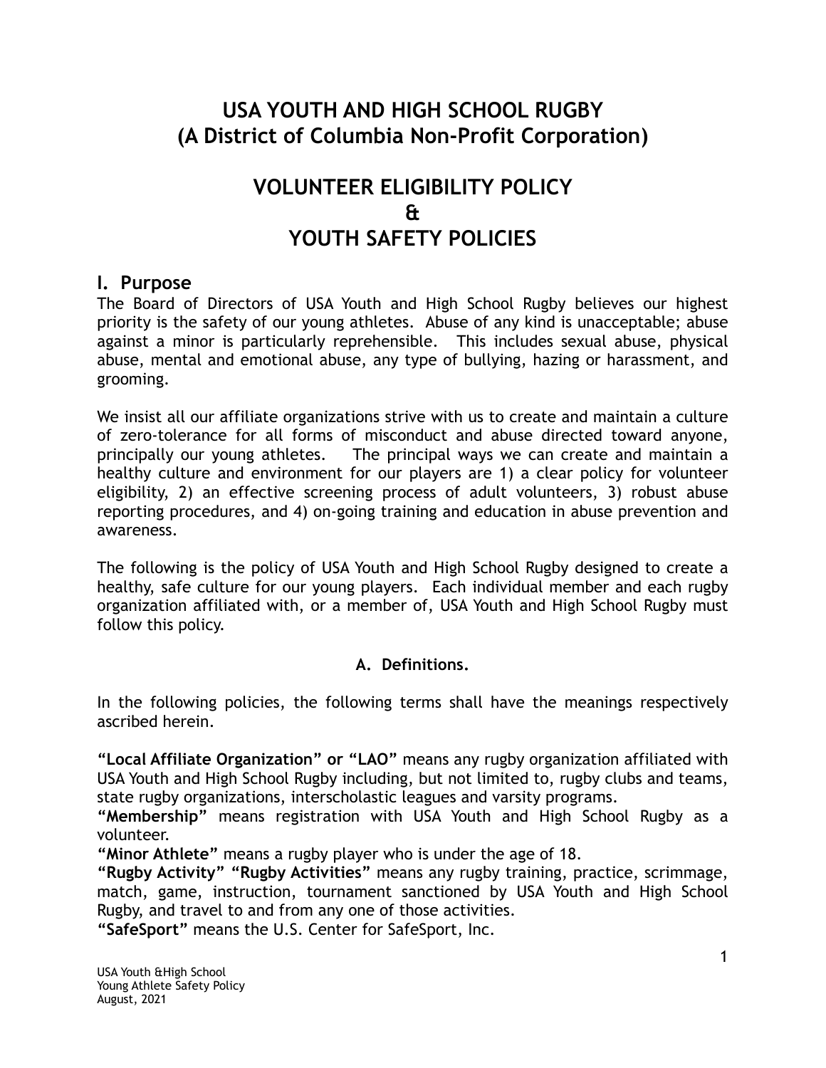# USA YOUTH AND HIGH SCHOOL RUGBY
# (A District of Columbia Non-Profit Corporation)

# VOLUNTEER ELIGIBILITY POLICY
# &
# YOUTH SAFETY POLICIES

## I. Purpose

The Board of Directors of USA Youth and High School Rugby believes our highest priority is the safety of our young athletes. Abuse of any kind is unacceptable; abuse against a minor is particularly reprehensible. This includes sexual abuse, physical abuse, mental and emotional abuse, any type of bullying, hazing or harassment, and grooming.

We insist all our affiliate organizations strive with us to create and maintain a culture of zero-tolerance for all forms of misconduct and abuse directed toward anyone, principally our young athletes. The principal ways we can create and maintain a healthy culture and environment for our players are 1) a clear policy for volunteer eligibility, 2) an effective screening process of adult volunteers, 3) robust abuse reporting procedures, and 4) on-going training and education in abuse prevention and awareness.

The following is the policy of USA Youth and High School Rugby designed to create a healthy, safe culture for our young players. Each individual member and each rugby organization affiliated with, or a member of, USA Youth and High School Rugby must follow this policy.

### A. Definitions.

In the following policies, the following terms shall have the meanings respectively ascribed herein.

**"Local Affiliate Organization" or "LAO"** means any rugby organization affiliated with USA Youth and High School Rugby including, but not limited to, rugby clubs and teams, state rugby organizations, interscholastic leagues and varsity programs.
**"Membership"** means registration with USA Youth and High School Rugby as a volunteer.
**"Minor Athlete"** means a rugby player who is under the age of 18.
**"Rugby Activity" "Rugby Activities"** means any rugby training, practice, scrimmage, match, game, instruction, tournament sanctioned by USA Youth and High School Rugby, and travel to and from any one of those activities.
**"SafeSport"** means the U.S. Center for SafeSport, Inc.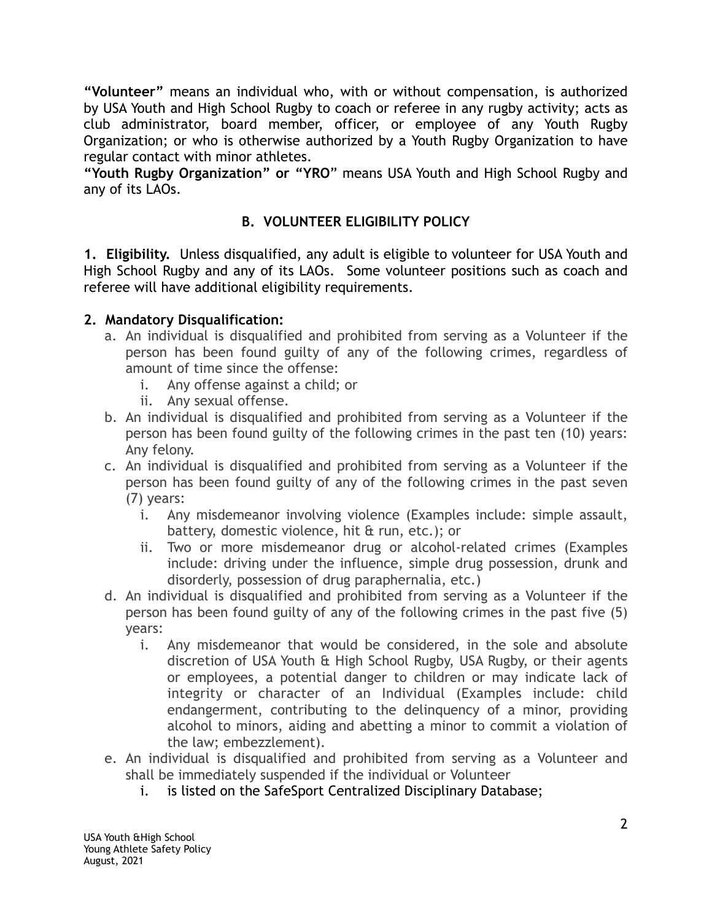**"Volunteer"** means an individual who, with or without compensation, is authorized by USA Youth and High School Rugby to coach or referee in any rugby activity; acts as club administrator, board member, officer, or employee of any Youth Rugby Organization; or who is otherwise authorized by a Youth Rugby Organization to have regular contact with minor athletes.

**"Youth Rugby Organization" or "YRO"** means USA Youth and High School Rugby and any of its LAOs.

## B. VOLUNTEER ELIGIBILITY POLICY

**1. Eligibility.** Unless disqualified, any adult is eligible to volunteer for USA Youth and High School Rugby and any of its LAOs. Some volunteer positions such as coach and referee will have additional eligibility requirements.

**2. Mandatory Disqualification:**

a. An individual is disqualified and prohibited from serving as a Volunteer if the person has been found guilty of any of the following crimes, regardless of amount of time since the offense:
   i. Any offense against a child; or
   ii. Any sexual offense.

b. An individual is disqualified and prohibited from serving as a Volunteer if the person has been found guilty of the following crimes in the past ten (10) years: Any felony.

c. An individual is disqualified and prohibited from serving as a Volunteer if the person has been found guilty of any of the following crimes in the past seven (7) years:
   i. Any misdemeanor involving violence (Examples include: simple assault, battery, domestic violence, hit & run, etc.); or
   ii. Two or more misdemeanor drug or alcohol-related crimes (Examples include: driving under the influence, simple drug possession, drunk and disorderly, possession of drug paraphernalia, etc.)

d. An individual is disqualified and prohibited from serving as a Volunteer if the person has been found guilty of any of the following crimes in the past five (5) years:
   i. Any misdemeanor that would be considered, in the sole and absolute discretion of USA Youth & High School Rugby, USA Rugby, or their agents or employees, a potential danger to children or may indicate lack of integrity or character of an Individual (Examples include: child endangerment, contributing to the delinquency of a minor, providing alcohol to minors, aiding and abetting a minor to commit a violation of the law; embezzlement).

e. An individual is disqualified and prohibited from serving as a Volunteer and shall be immediately suspended if the individual or Volunteer
   i. is listed on the SafeSport Centralized Disciplinary Database;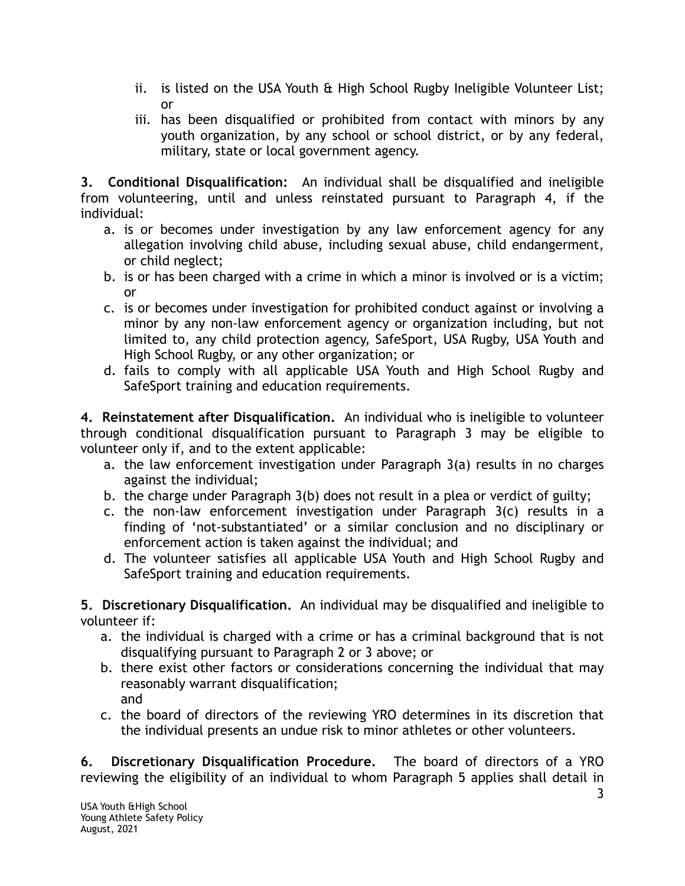ii. is listed on the USA Youth & High School Rugby Ineligible Volunteer List; or
iii. has been disqualified or prohibited from contact with minors by any youth organization, by any school or school district, or by any federal, military, state or local government agency.

**3. Conditional Disqualification:** An individual shall be disqualified and ineligible from volunteering, until and unless reinstated pursuant to Paragraph 4, if the individual:

a. is or becomes under investigation by any law enforcement agency for any allegation involving child abuse, including sexual abuse, child endangerment, or child neglect;
b. is or has been charged with a crime in which a minor is involved or is a victim; or
c. is or becomes under investigation for prohibited conduct against or involving a minor by any non-law enforcement agency or organization including, but not limited to, any child protection agency, SafeSport, USA Rugby, USA Youth and High School Rugby, or any other organization; or
d. fails to comply with all applicable USA Youth and High School Rugby and SafeSport training and education requirements.

**4. Reinstatement after Disqualification.** An individual who is ineligible to volunteer through conditional disqualification pursuant to Paragraph 3 may be eligible to volunteer only if, and to the extent applicable:

a. the law enforcement investigation under Paragraph 3(a) results in no charges against the individual;
b. the charge under Paragraph 3(b) does not result in a plea or verdict of guilty;
c. the non-law enforcement investigation under Paragraph 3(c) results in a finding of 'not-substantiated' or a similar conclusion and no disciplinary or enforcement action is taken against the individual; and
d. The volunteer satisfies all applicable USA Youth and High School Rugby and SafeSport training and education requirements.

**5. Discretionary Disqualification.** An individual may be disqualified and ineligible to volunteer if:

a. the individual is charged with a crime or has a criminal background that is not disqualifying pursuant to Paragraph 2 or 3 above; or
b. there exist other factors or considerations concerning the individual that may reasonably warrant disqualification;
   and
c. the board of directors of the reviewing YRO determines in its discretion that the individual presents an undue risk to minor athletes or other volunteers.

**6. Discretionary Disqualification Procedure.** The board of directors of a YRO reviewing the eligibility of an individual to whom Paragraph 5 applies shall detail in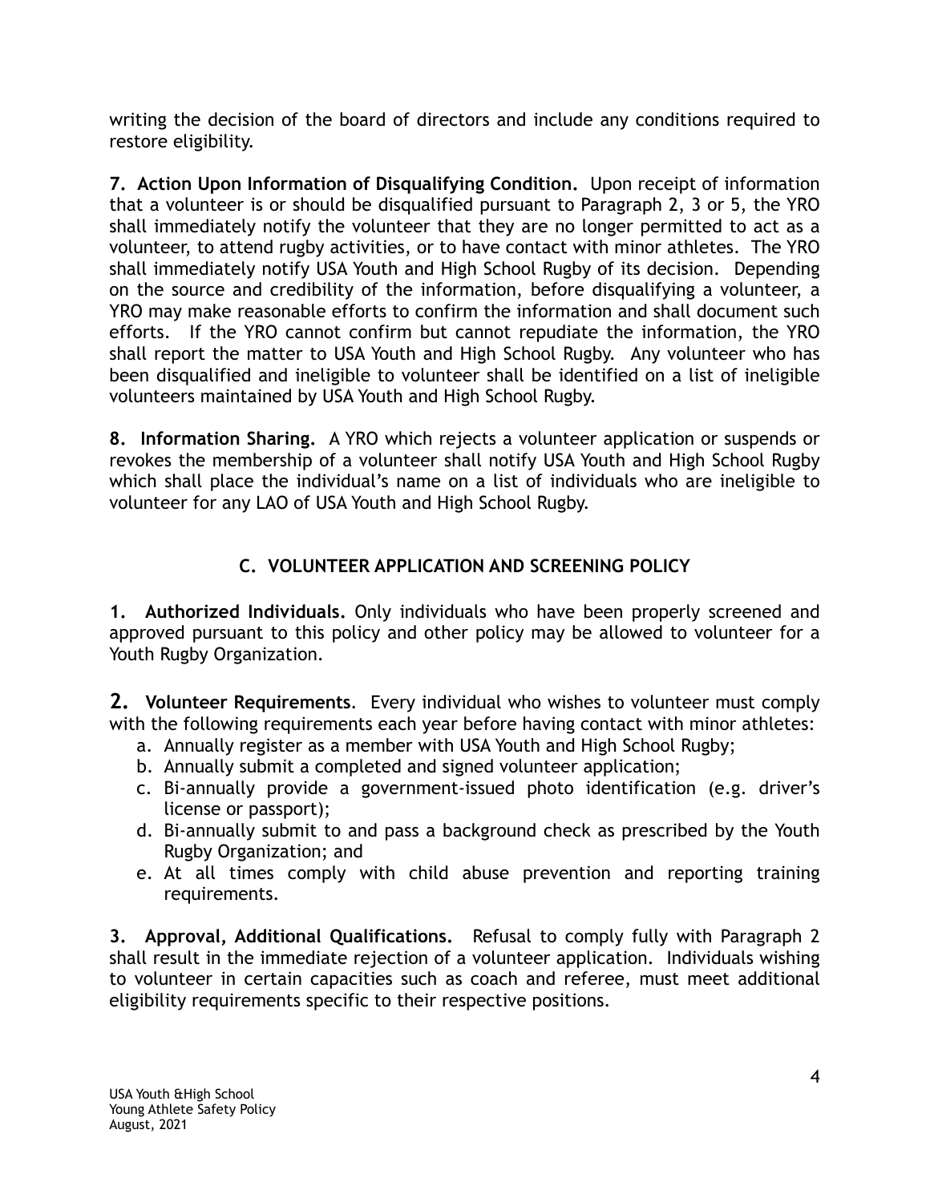writing the decision of the board of directors and include any conditions required to restore eligibility.

**7. Action Upon Information of Disqualifying Condition.** Upon receipt of information that a volunteer is or should be disqualified pursuant to Paragraph 2, 3 or 5, the YRO shall immediately notify the volunteer that they are no longer permitted to act as a volunteer, to attend rugby activities, or to have contact with minor athletes. The YRO shall immediately notify USA Youth and High School Rugby of its decision. Depending on the source and credibility of the information, before disqualifying a volunteer, a YRO may make reasonable efforts to confirm the information and shall document such efforts. If the YRO cannot confirm but cannot repudiate the information, the YRO shall report the matter to USA Youth and High School Rugby. Any volunteer who has been disqualified and ineligible to volunteer shall be identified on a list of ineligible volunteers maintained by USA Youth and High School Rugby.

**8. Information Sharing.** A YRO which rejects a volunteer application or suspends or revokes the membership of a volunteer shall notify USA Youth and High School Rugby which shall place the individual's name on a list of individuals who are ineligible to volunteer for any LAO of USA Youth and High School Rugby.

## C. VOLUNTEER APPLICATION AND SCREENING POLICY

**1. Authorized Individuals.** Only individuals who have been properly screened and approved pursuant to this policy and other policy may be allowed to volunteer for a Youth Rugby Organization.

**2. Volunteer Requirements**. Every individual who wishes to volunteer must comply with the following requirements each year before having contact with minor athletes:

a. Annually register as a member with USA Youth and High School Rugby;
b. Annually submit a completed and signed volunteer application;
c. Bi-annually provide a government-issued photo identification (e.g. driver's license or passport);
d. Bi-annually submit to and pass a background check as prescribed by the Youth Rugby Organization; and
e. At all times comply with child abuse prevention and reporting training requirements.

**3. Approval, Additional Qualifications.** Refusal to comply fully with Paragraph 2 shall result in the immediate rejection of a volunteer application. Individuals wishing to volunteer in certain capacities such as coach and referee, must meet additional eligibility requirements specific to their respective positions.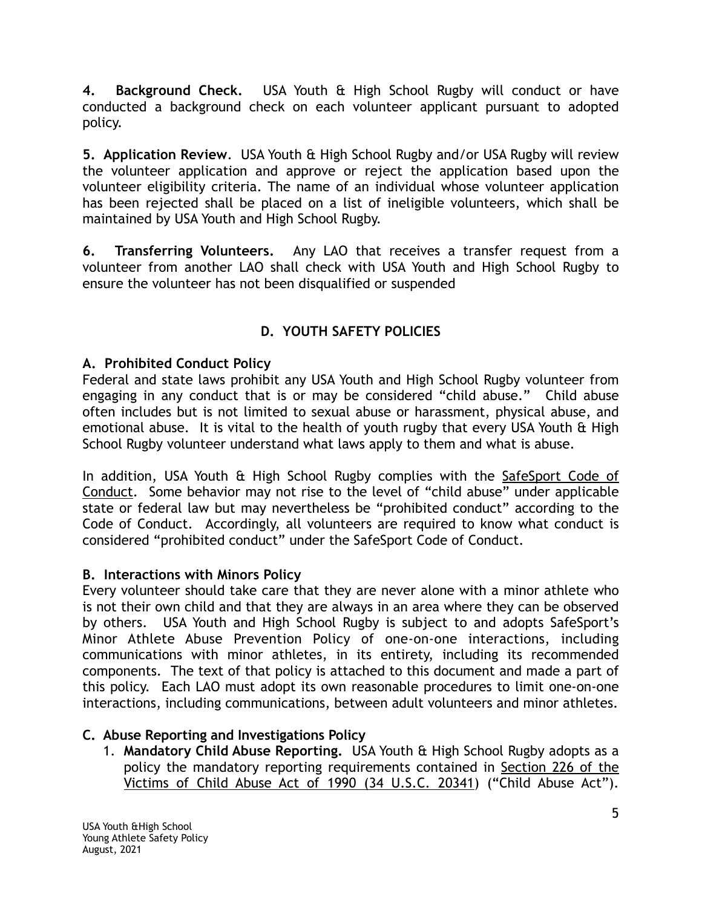**4. Background Check.** USA Youth & High School Rugby will conduct or have conducted a background check on each volunteer applicant pursuant to adopted policy.

**5. Application Review**. USA Youth & High School Rugby and/or USA Rugby will review the volunteer application and approve or reject the application based upon the volunteer eligibility criteria. The name of an individual whose volunteer application has been rejected shall be placed on a list of ineligible volunteers, which shall be maintained by USA Youth and High School Rugby.

**6. Transferring Volunteers.** Any LAO that receives a transfer request from a volunteer from another LAO shall check with USA Youth and High School Rugby to ensure the volunteer has not been disqualified or suspended

## D. YOUTH SAFETY POLICIES

### A. Prohibited Conduct Policy

Federal and state laws prohibit any USA Youth and High School Rugby volunteer from engaging in any conduct that is or may be considered "child abuse." Child abuse often includes but is not limited to sexual abuse or harassment, physical abuse, and emotional abuse. It is vital to the health of youth rugby that every USA Youth & High School Rugby volunteer understand what laws apply to them and what is abuse.

In addition, USA Youth & High School Rugby complies with the SafeSport Code of Conduct. Some behavior may not rise to the level of "child abuse" under applicable state or federal law but may nevertheless be "prohibited conduct" according to the Code of Conduct. Accordingly, all volunteers are required to know what conduct is considered "prohibited conduct" under the SafeSport Code of Conduct.

### B. Interactions with Minors Policy

Every volunteer should take care that they are never alone with a minor athlete who is not their own child and that they are always in an area where they can be observed by others. USA Youth and High School Rugby is subject to and adopts SafeSport's Minor Athlete Abuse Prevention Policy of one-on-one interactions, including communications with minor athletes, in its entirety, including its recommended components. The text of that policy is attached to this document and made a part of this policy. Each LAO must adopt its own reasonable procedures to limit one-on-one interactions, including communications, between adult volunteers and minor athletes.

### C. Abuse Reporting and Investigations Policy

1. **Mandatory Child Abuse Reporting.** USA Youth & High School Rugby adopts as a policy the mandatory reporting requirements contained in Section 226 of the Victims of Child Abuse Act of 1990 (34 U.S.C. 20341) ("Child Abuse Act").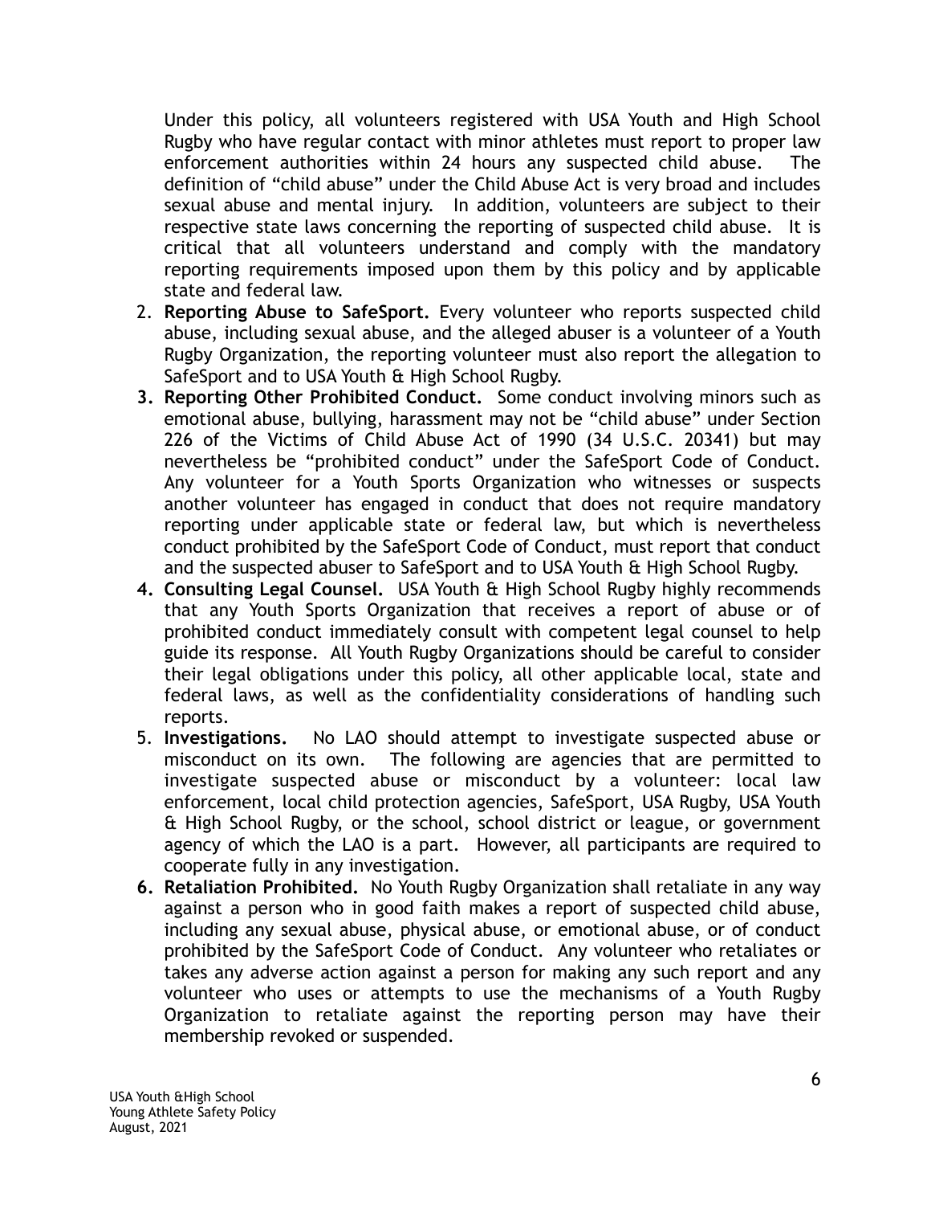Under this policy, all volunteers registered with USA Youth and High School Rugby who have regular contact with minor athletes must report to proper law enforcement authorities within 24 hours any suspected child abuse. The definition of "child abuse" under the Child Abuse Act is very broad and includes sexual abuse and mental injury. In addition, volunteers are subject to their respective state laws concerning the reporting of suspected child abuse. It is critical that all volunteers understand and comply with the mandatory reporting requirements imposed upon them by this policy and by applicable state and federal law.

2. **Reporting Abuse to SafeSport.** Every volunteer who reports suspected child abuse, including sexual abuse, and the alleged abuser is a volunteer of a Youth Rugby Organization, the reporting volunteer must also report the allegation to SafeSport and to USA Youth & High School Rugby.
3. **Reporting Other Prohibited Conduct.** Some conduct involving minors such as emotional abuse, bullying, harassment may not be "child abuse" under Section 226 of the Victims of Child Abuse Act of 1990 (34 U.S.C. 20341) but may nevertheless be "prohibited conduct" under the SafeSport Code of Conduct. Any volunteer for a Youth Sports Organization who witnesses or suspects another volunteer has engaged in conduct that does not require mandatory reporting under applicable state or federal law, but which is nevertheless conduct prohibited by the SafeSport Code of Conduct, must report that conduct and the suspected abuser to SafeSport and to USA Youth & High School Rugby.
4. **Consulting Legal Counsel.** USA Youth & High School Rugby highly recommends that any Youth Sports Organization that receives a report of abuse or of prohibited conduct immediately consult with competent legal counsel to help guide its response. All Youth Rugby Organizations should be careful to consider their legal obligations under this policy, all other applicable local, state and federal laws, as well as the confidentiality considerations of handling such reports.
5. **Investigations.** No LAO should attempt to investigate suspected abuse or misconduct on its own. The following are agencies that are permitted to investigate suspected abuse or misconduct by a volunteer: local law enforcement, local child protection agencies, SafeSport, USA Rugby, USA Youth & High School Rugby, or the school, school district or league, or government agency of which the LAO is a part. However, all participants are required to cooperate fully in any investigation.
6. **Retaliation Prohibited.** No Youth Rugby Organization shall retaliate in any way against a person who in good faith makes a report of suspected child abuse, including any sexual abuse, physical abuse, or emotional abuse, or of conduct prohibited by the SafeSport Code of Conduct. Any volunteer who retaliates or takes any adverse action against a person for making any such report and any volunteer who uses or attempts to use the mechanisms of a Youth Rugby Organization to retaliate against the reporting person may have their membership revoked or suspended.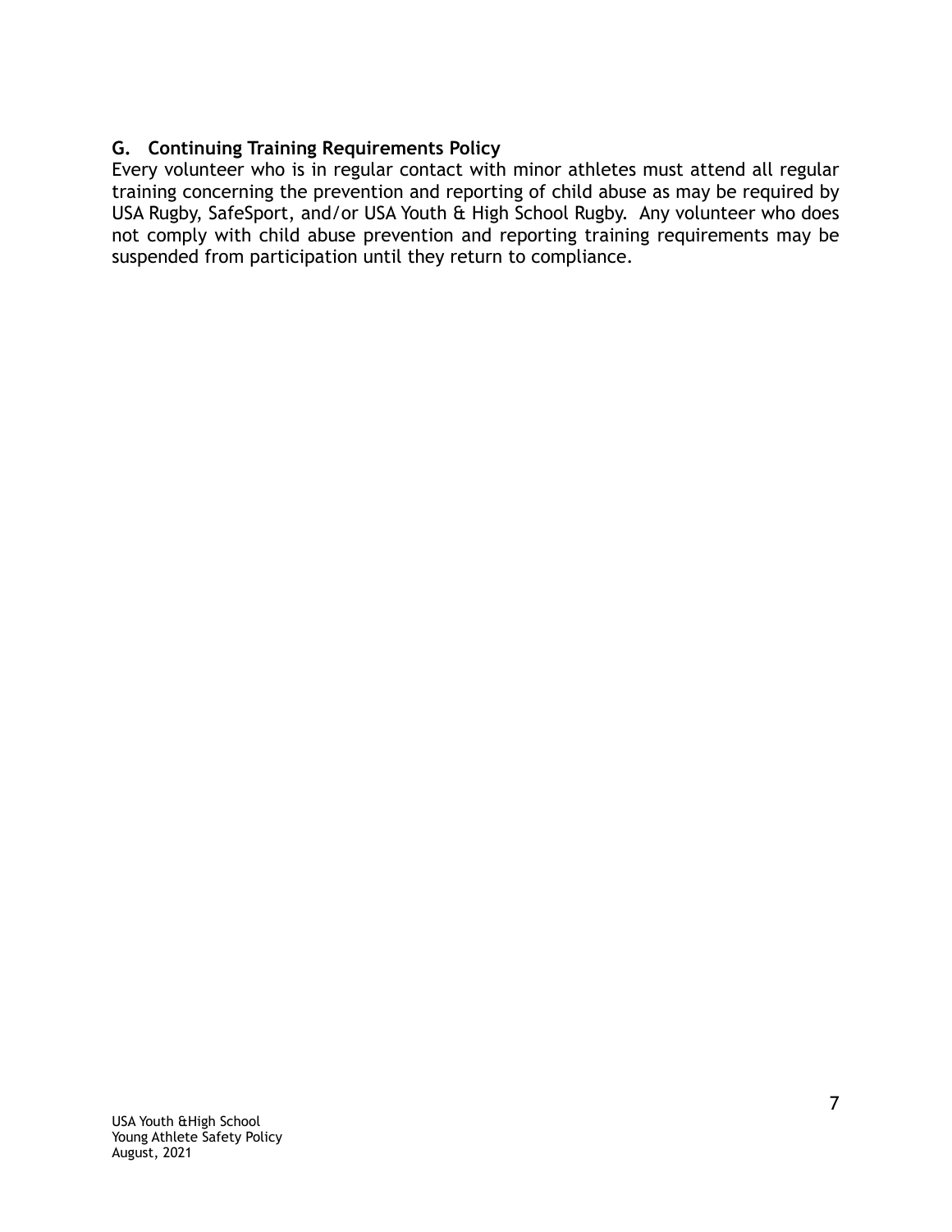### G. Continuing Training Requirements Policy

Every volunteer who is in regular contact with minor athletes must attend all regular training concerning the prevention and reporting of child abuse as may be required by USA Rugby, SafeSport, and/or USA Youth & High School Rugby. Any volunteer who does not comply with child abuse prevention and reporting training requirements may be suspended from participation until they return to compliance.